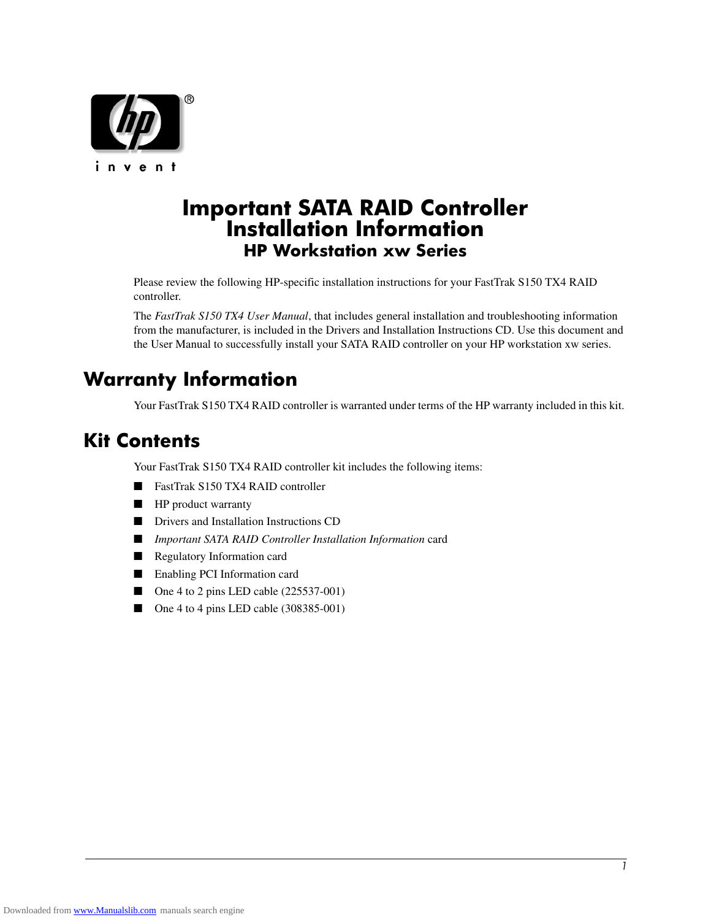# Important SATA RAID Controller Installation Information

## HP Workstation xw Series

Please review the following HP-specific installation instructions for your FastTrak S150 TX4 RAID controller.

The *FastTrak S150 TX4 User Manual*, that includes general installation and troubleshooting information from the manufacturer, is included in the Drivers and Installation Instructions CD. Use this document and the User Manual to successfully install your SATA RAID controller on your HP workstation xw series.

## Warranty Information

Your FastTrak S150 TX4 RAID controller is warranted under terms of the HP warranty included in this kit.

## Kit Contents

Your FastTrak S150 TX4 RAID controller kit includes the following items:

- FastTrak S150 TX4 RAID controller
- HP product warranty
- Drivers and Installation Instructions CD
- *Important SATA RAID Controller Installation Information* card
- Regulatory Information card
- Enabling PCI Information card
- One 4 to 2 pins LED cable (225537-001)
- One 4 to 4 pins LED cable (308385-001)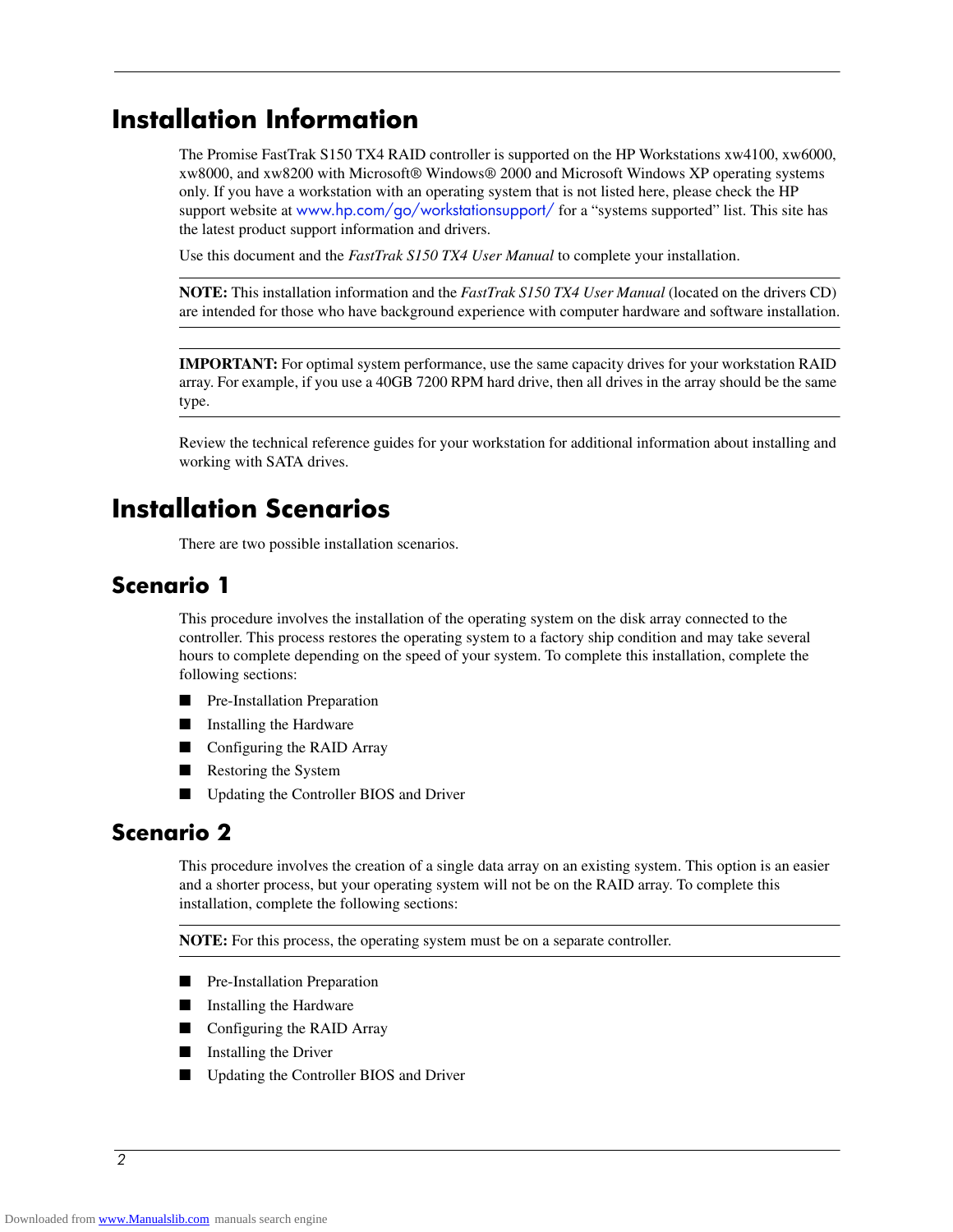# Installation Information

The Promise FastTrak S150 TX4 RAID controller is supported on the HP Workstations xw4100, xw6000, xw8000, and xw8200 with Microsoft® Windows® 2000 and Microsoft Windows XP operating systems only. If you have a workstation with an operating system that is not listed here, please check the HP support website at www.hp.com/go/workstationsupport/ for a "systems supported" list. This site has the latest product support information and drivers.

Use this document and the *FastTrak S150 TX4 User Manual* to complete your installation.

---

**NOTE:** This installation information and the *FastTrak S150 TX4 User Manual* (located on the drivers CD) are intended for those who have background experience with computer hardware and software installation.

---

**IMPORTANT:** For optimal system performance, use the same capacity drives for your workstation RAID array. For example, if you use a 40GB 7200 RPM hard drive, then all drives in the array should be the same type.

---

Review the technical reference guides for your workstation for additional information about installing and working with SATA drives.

# Installation Scenarios

There are two possible installation scenarios.

## Scenario 1

This procedure involves the installation of the operating system on the disk array connected to the controller. This process restores the operating system to a factory ship condition and may take several hours to complete depending on the speed of your system. To complete this installation, complete the following sections:

- Pre-Installation Preparation
- Installing the Hardware
- Configuring the RAID Array
- Restoring the System
- Updating the Controller BIOS and Driver

## Scenario 2

This procedure involves the creation of a single data array on an existing system. This option is an easier and a shorter process, but your operating system will not be on the RAID array. To complete this installation, complete the following sections:

---

**NOTE:** For this process, the operating system must be on a separate controller.

---

- Pre-Installation Preparation
- Installing the Hardware
- Configuring the RAID Array
- Installing the Driver
- Updating the Controller BIOS and Driver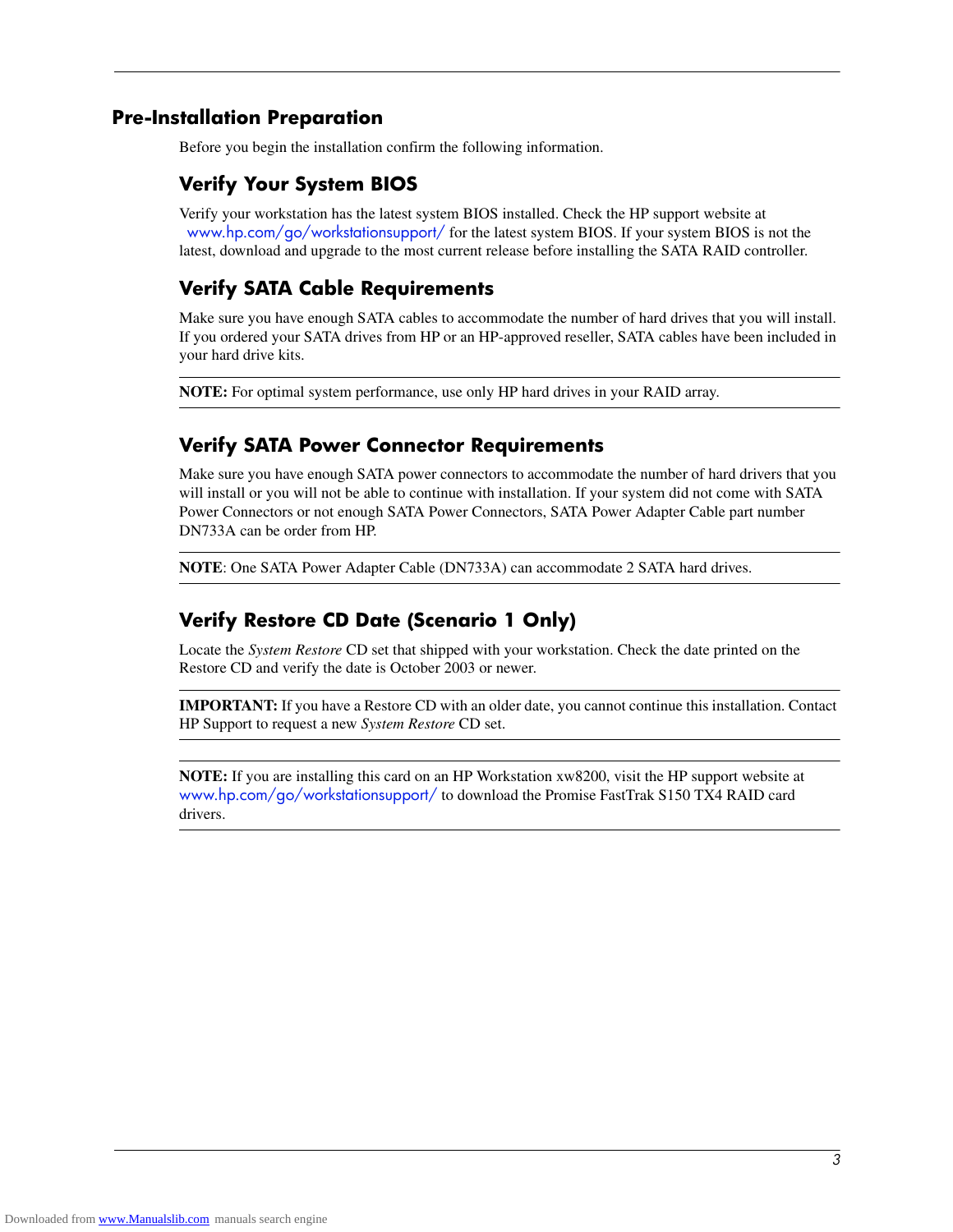## Pre-Installation Preparation

Before you begin the installation confirm the following information.

### Verify Your System BIOS

Verify your workstation has the latest system BIOS installed. Check the HP support website at www.hp.com/go/workstationsupport/ for the latest system BIOS. If your system BIOS is not the latest, download and upgrade to the most current release before installing the SATA RAID controller.

### Verify SATA Cable Requirements

Make sure you have enough SATA cables to accommodate the number of hard drives that you will install. If you ordered your SATA drives from HP or an HP-approved reseller, SATA cables have been included in your hard drive kits.

**NOTE:** For optimal system performance, use only HP hard drives in your RAID array.

### Verify SATA Power Connector Requirements

Make sure you have enough SATA power connectors to accommodate the number of hard drivers that you will install or you will not be able to continue with installation. If your system did not come with SATA Power Connectors or not enough SATA Power Connectors, SATA Power Adapter Cable part number DN733A can be order from HP.

**NOTE**: One SATA Power Adapter Cable (DN733A) can accommodate 2 SATA hard drives.

### Verify Restore CD Date (Scenario 1 Only)

Locate the *System Restore* CD set that shipped with your workstation. Check the date printed on the Restore CD and verify the date is October 2003 or newer.

**IMPORTANT:** If you have a Restore CD with an older date, you cannot continue this installation. Contact HP Support to request a new *System Restore* CD set.

**NOTE:** If you are installing this card on an HP Workstation xw8200, visit the HP support website at www.hp.com/go/workstationsupport/ to download the Promise FastTrak S150 TX4 RAID card drivers.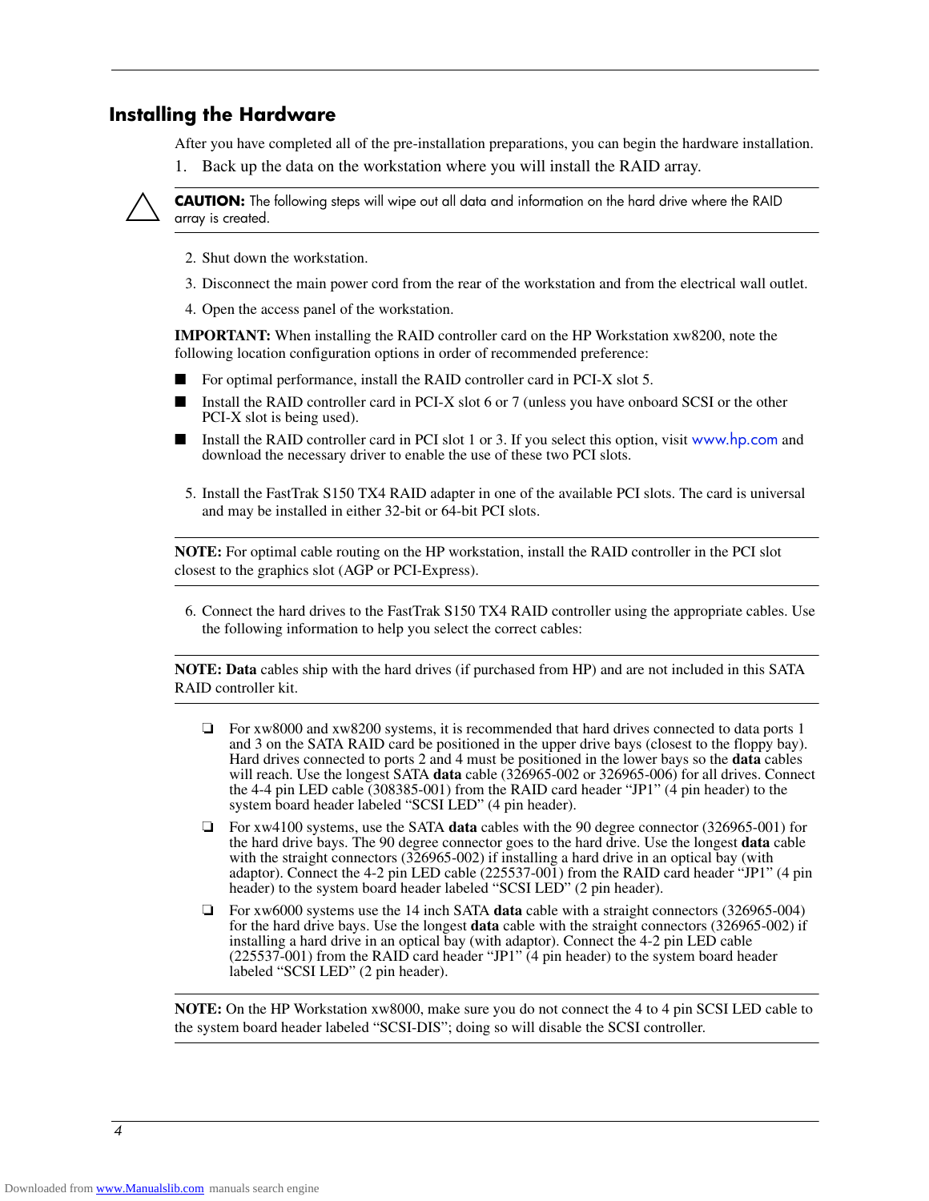## Installing the Hardware

After you have completed all of the pre-installation preparations, you can begin the hardware installation.

1. Back up the data on the workstation where you will install the RAID array.

**CAUTION:** The following steps will wipe out all data and information on the hard drive where the RAID array is created.

2. Shut down the workstation.
3. Disconnect the main power cord from the rear of the workstation and from the electrical wall outlet.
4. Open the access panel of the workstation.

**IMPORTANT:** When installing the RAID controller card on the HP Workstation xw8200, note the following location configuration options in order of recommended preference:

- For optimal performance, install the RAID controller card in PCI-X slot 5.
- Install the RAID controller card in PCI-X slot 6 or 7 (unless you have onboard SCSI or the other PCI-X slot is being used).
- Install the RAID controller card in PCI slot 1 or 3. If you select this option, visit www.hp.com and download the necessary driver to enable the use of these two PCI slots.

5. Install the FastTrak S150 TX4 RAID adapter in one of the available PCI slots. The card is universal and may be installed in either 32-bit or 64-bit PCI slots.

**NOTE:** For optimal cable routing on the HP workstation, install the RAID controller in the PCI slot closest to the graphics slot (AGP or PCI-Express).

6. Connect the hard drives to the FastTrak S150 TX4 RAID controller using the appropriate cables. Use the following information to help you select the correct cables:

**NOTE: Data** cables ship with the hard drives (if purchased from HP) and are not included in this SATA RAID controller kit.

- For xw8000 and xw8200 systems, it is recommended that hard drives connected to data ports 1 and 3 on the SATA RAID card be positioned in the upper drive bays (closest to the floppy bay). Hard drives connected to ports 2 and 4 must be positioned in the lower bays so the **data** cables will reach. Use the longest SATA **data** cable (326965-002 or 326965-006) for all drives. Connect the 4-4 pin LED cable (308385-001) from the RAID card header "JP1" (4 pin header) to the system board header labeled "SCSI LED" (4 pin header).
- For xw4100 systems, use the SATA **data** cables with the 90 degree connector (326965-001) for the hard drive bays. The 90 degree connector goes to the hard drive. Use the longest **data** cable with the straight connectors (326965-002) if installing a hard drive in an optical bay (with adaptor). Connect the 4-2 pin LED cable (225537-001) from the RAID card header "JP1" (4 pin header) to the system board header labeled "SCSI LED" (2 pin header).
- For xw6000 systems use the 14 inch SATA **data** cable with a straight connectors (326965-004) for the hard drive bays. Use the longest **data** cable with the straight connectors (326965-002) if installing a hard drive in an optical bay (with adaptor). Connect the 4-2 pin LED cable (225537-001) from the RAID card header "JP1" (4 pin header) to the system board header labeled "SCSI LED" (2 pin header).

**NOTE:** On the HP Workstation xw8000, make sure you do not connect the 4 to 4 pin SCSI LED cable to the system board header labeled "SCSI-DIS"; doing so will disable the SCSI controller.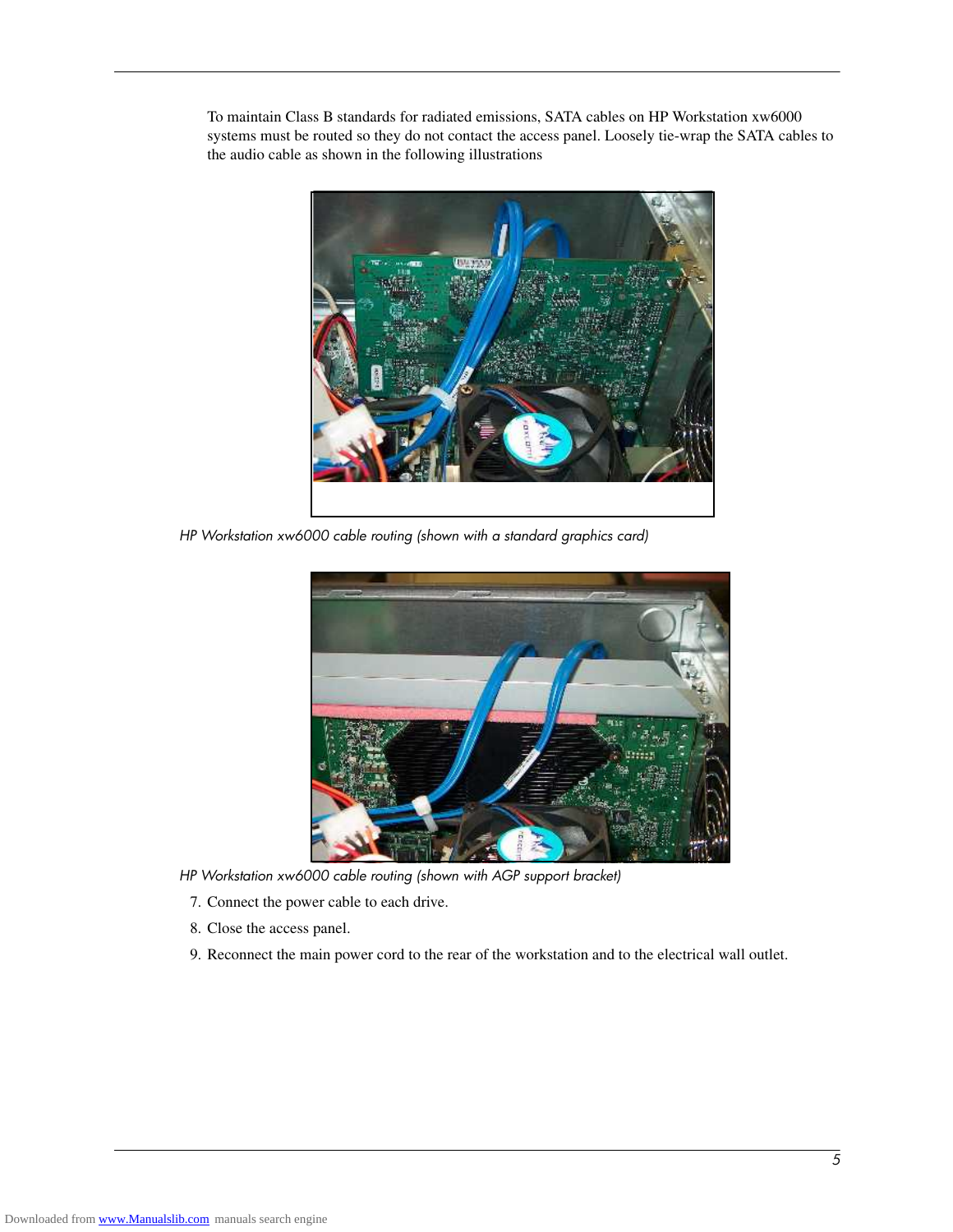To maintain Class B standards for radiated emissions, SATA cables on HP Workstation xw6000 systems must be routed so they do not contact the access panel. Loosely tie-wrap the SATA cables to the audio cable as shown in the following illustrations

*HP Workstation xw6000 cable routing (shown with a standard graphics card)*

*HP Workstation xw6000 cable routing (shown with AGP support bracket)*

7. Connect the power cable to each drive.
8. Close the access panel.
9. Reconnect the main power cord to the rear of the workstation and to the electrical wall outlet.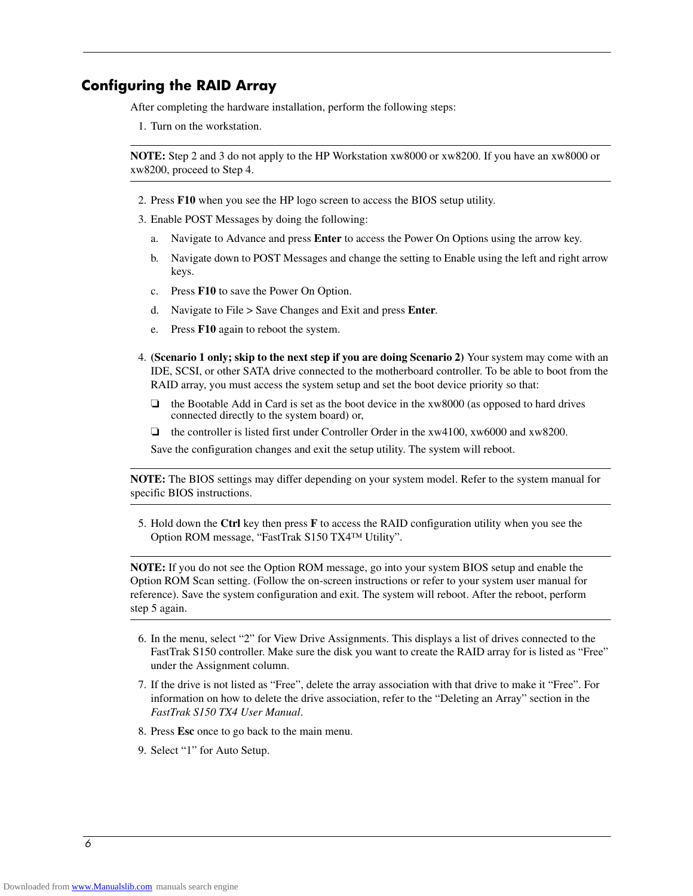## Configuring the RAID Array

After completing the hardware installation, perform the following steps:

1. Turn on the workstation.

**NOTE:** Step 2 and 3 do not apply to the HP Workstation xw8000 or xw8200. If you have an xw8000 or xw8200, proceed to Step 4.

2. Press **F10** when you see the HP logo screen to access the BIOS setup utility.
3. Enable POST Messages by doing the following:
   a. Navigate to Advance and press **Enter** to access the Power On Options using the arrow key.
   b. Navigate down to POST Messages and change the setting to Enable using the left and right arrow keys.
   c. Press **F10** to save the Power On Option.
   d. Navigate to File > Save Changes and Exit and press **Enter**.
   e. Press **F10** again to reboot the system.
4. **(Scenario 1 only; skip to the next step if you are doing Scenario 2)** Your system may come with an IDE, SCSI, or other SATA drive connected to the motherboard controller. To be able to boot from the RAID array, you must access the system setup and set the boot device priority so that:
   - the Bootable Add in Card is set as the boot device in the xw8000 (as opposed to hard drives connected directly to the system board) or,
   - the controller is listed first under Controller Order in the xw4100, xw6000 and xw8200.

   Save the configuration changes and exit the setup utility. The system will reboot.

**NOTE:** The BIOS settings may differ depending on your system model. Refer to the system manual for specific BIOS instructions.

5. Hold down the **Ctrl** key then press **F** to access the RAID configuration utility when you see the Option ROM message, "FastTrak S150 TX4™ Utility".

**NOTE:** If you do not see the Option ROM message, go into your system BIOS setup and enable the Option ROM Scan setting. (Follow the on-screen instructions or refer to your system user manual for reference). Save the system configuration and exit. The system will reboot. After the reboot, perform step 5 again.

6. In the menu, select "2" for View Drive Assignments. This displays a list of drives connected to the FastTrak S150 controller. Make sure the disk you want to create the RAID array for is listed as "Free" under the Assignment column.
7. If the drive is not listed as "Free", delete the array association with that drive to make it "Free". For information on how to delete the drive association, refer to the "Deleting an Array" section in the *FastTrak S150 TX4 User Manual*.
8. Press **Esc** once to go back to the main menu.
9. Select "1" for Auto Setup.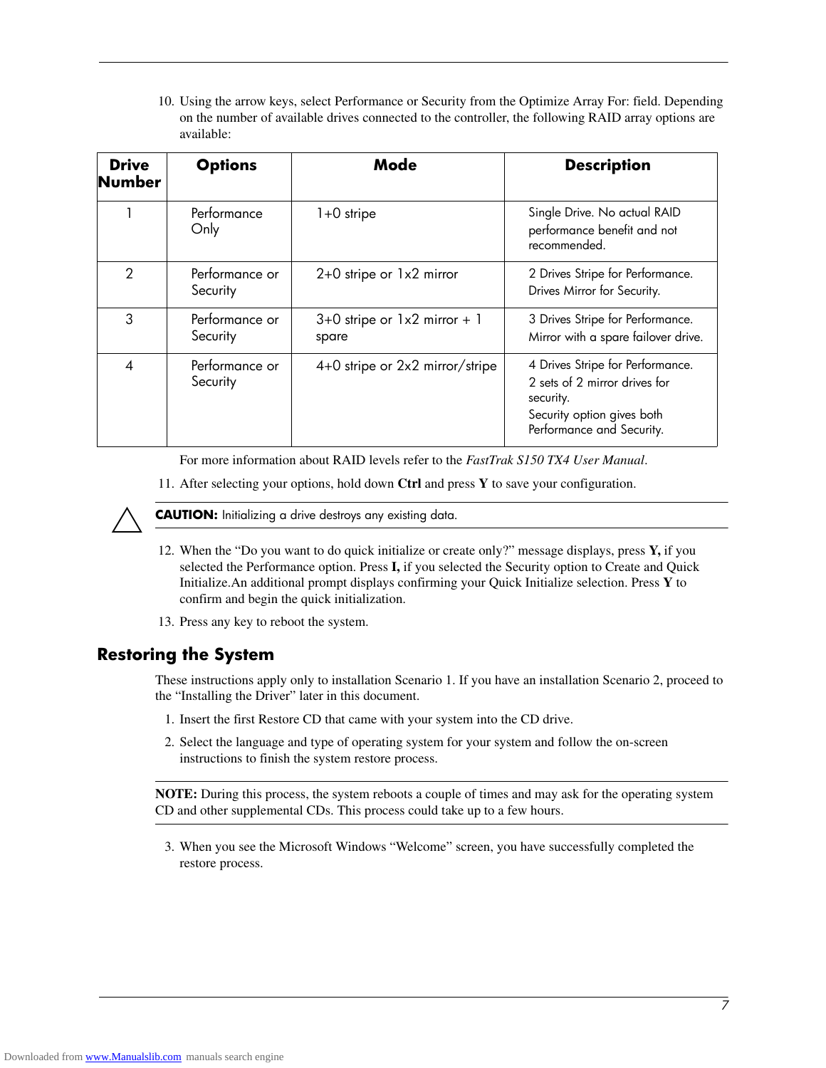10. Using the arrow keys, select Performance or Security from the Optimize Array For: field. Depending on the number of available drives connected to the controller, the following RAID array options are available:

| Drive Number | Options | Mode | Description |
|---|---|---|---|
| 1 | Performance Only | 1+0 stripe | Single Drive. No actual RAID performance benefit and not recommended. |
| 2 | Performance or Security | 2+0 stripe or 1x2 mirror | 2 Drives Stripe for Performance. Drives Mirror for Security. |
| 3 | Performance or Security | 3+0 stripe or 1x2 mirror + 1 spare | 3 Drives Stripe for Performance. Mirror with a spare failover drive. |
| 4 | Performance or Security | 4+0 stripe or 2x2 mirror/stripe | 4 Drives Stripe for Performance. 2 sets of 2 mirror drives for security. Security option gives both Performance and Security. |

For more information about RAID levels refer to the *FastTrak S150 TX4 User Manual*.

11. After selecting your options, hold down **Ctrl** and press **Y** to save your configuration.

**CAUTION:** Initializing a drive destroys any existing data.

12. When the “Do you want to do quick initialize or create only?” message displays, press **Y,** if you selected the Performance option. Press **I,** if you selected the Security option to Create and Quick Initialize.An additional prompt displays confirming your Quick Initialize selection. Press **Y** to confirm and begin the quick initialization.

13. Press any key to reboot the system.

## Restoring the System

These instructions apply only to installation Scenario 1. If you have an installation Scenario 2, proceed to the “Installing the Driver” later in this document.

1. Insert the first Restore CD that came with your system into the CD drive.
2. Select the language and type of operating system for your system and follow the on-screen instructions to finish the system restore process.

**NOTE:** During this process, the system reboots a couple of times and may ask for the operating system CD and other supplemental CDs. This process could take up to a few hours.

3. When you see the Microsoft Windows “Welcome” screen, you have successfully completed the restore process.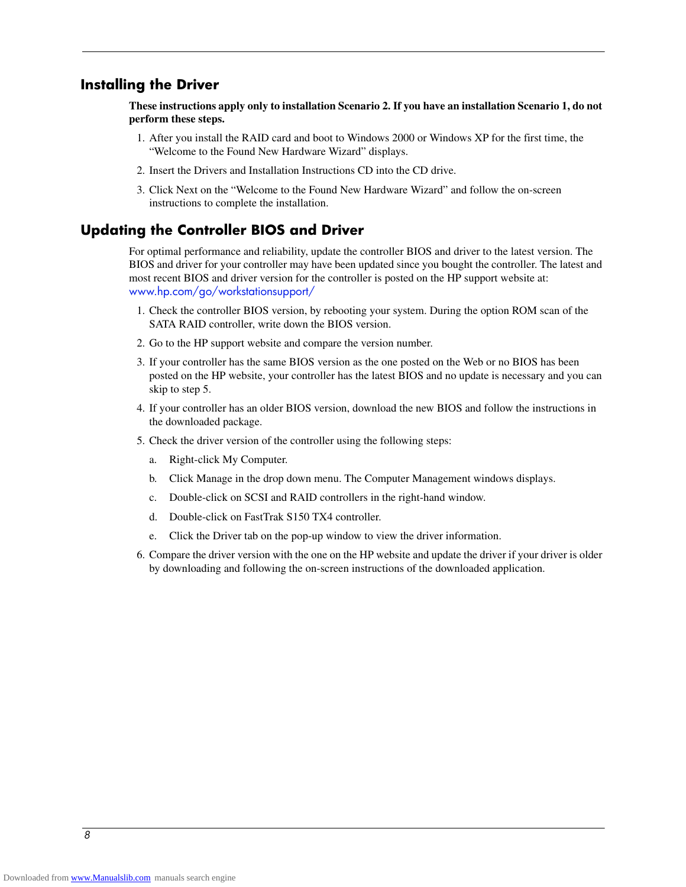## Installing the Driver

**These instructions apply only to installation Scenario 2. If you have an installation Scenario 1, do not perform these steps.**

1. After you install the RAID card and boot to Windows 2000 or Windows XP for the first time, the “Welcome to the Found New Hardware Wizard” displays.
2. Insert the Drivers and Installation Instructions CD into the CD drive.
3. Click Next on the “Welcome to the Found New Hardware Wizard” and follow the on-screen instructions to complete the installation.

## Updating the Controller BIOS and Driver

For optimal performance and reliability, update the controller BIOS and driver to the latest version. The BIOS and driver for your controller may have been updated since you bought the controller. The latest and most recent BIOS and driver version for the controller is posted on the HP support website at: www.hp.com/go/workstationsupport/

1. Check the controller BIOS version, by rebooting your system. During the option ROM scan of the SATA RAID controller, write down the BIOS version.
2. Go to the HP support website and compare the version number.
3. If your controller has the same BIOS version as the one posted on the Web or no BIOS has been posted on the HP website, your controller has the latest BIOS and no update is necessary and you can skip to step 5.
4. If your controller has an older BIOS version, download the new BIOS and follow the instructions in the downloaded package.
5. Check the driver version of the controller using the following steps:
   a. Right-click My Computer.
   b. Click Manage in the drop down menu. The Computer Management windows displays.
   c. Double-click on SCSI and RAID controllers in the right-hand window.
   d. Double-click on FastTrak S150 TX4 controller.
   e. Click the Driver tab on the pop-up window to view the driver information.
6. Compare the driver version with the one on the HP website and update the driver if your driver is older by downloading and following the on-screen instructions of the downloaded application.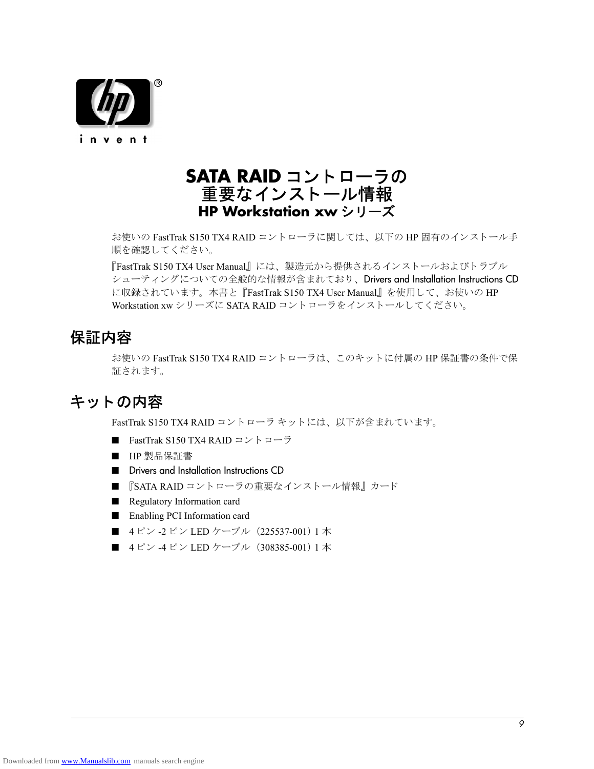# SATA RAID コントローラの重要なインストール情報
## HP Workstation xw シリーズ

お使いの FastTrak S150 TX4 RAID コントローラに関しては、以下の HP 固有のインストール手順を確認してください。

『FastTrak S150 TX4 User Manual』には、製造元から提供されるインストールおよびトラブルシューティングについての全般的な情報が含まれており、Drivers and Installation Instructions CD に収録されています。本書と『FastTrak S150 TX4 User Manual』を使用して、お使いの HP Workstation xw シリーズに SATA RAID コントローラをインストールしてください。

## 保証内容

お使いの FastTrak S150 TX4 RAID コントローラは、このキットに付属の HP 保証書の条件で保証されます。

## キットの内容

FastTrak S150 TX4 RAID コントローラ キットには、以下が含まれています。

- FastTrak S150 TX4 RAID コントローラ
- HP 製品保証書
- Drivers and Installation Instructions CD
- 『SATA RAID コントローラの重要なインストール情報』カード
- Regulatory Information card
- Enabling PCI Information card
- 4 ピン -2 ピン LED ケーブル（225537-001）1 本
- 4 ピン -4 ピン LED ケーブル（308385-001）1 本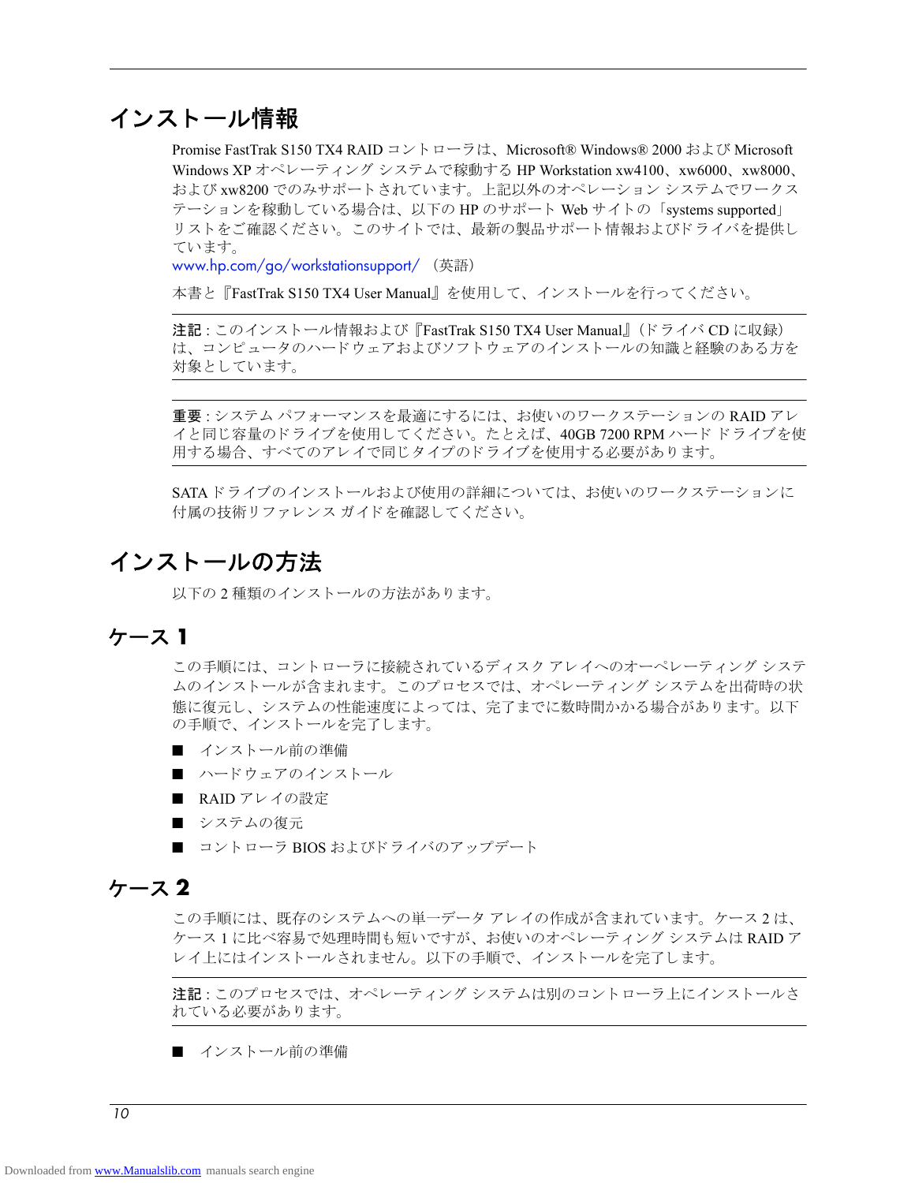# インストール情報

Promise FastTrak S150 TX4 RAID コントローラは、Microsoft® Windows® 2000 および Microsoft Windows XP オペレーティング システムで稼動する HP Workstation xw4100、xw6000、xw8000、および xw8200 でのみサポートされています。上記以外のオペレーション システムでワークステーションを稼動している場合は、以下の HP のサポート Web サイトの「systems supported」リストをご確認ください。このサイトでは、最新の製品サポート情報およびドライバを提供しています。
www.hp.com/go/workstationsupport/ （英語）

本書と『FastTrak S150 TX4 User Manual』を使用して、インストールを行ってください。

---

**注記** : このインストール情報および『FastTrak S150 TX4 User Manual』（ドライバ CD に収録）は、コンピュータのハードウェアおよびソフトウェアのインストールの知識と経験のある方を対象としています。

---

**重要** : システム パフォーマンスを最適にするには、お使いのワークステーションの RAID アレイと同じ容量のドライブを使用してください。たとえば、40GB 7200 RPM ハード ドライブを使用する場合、すべてのアレイで同じタイプのドライブを使用する必要があります。

---

SATA ドライブのインストールおよび使用の詳細については、お使いのワークステーションに付属の技術リファレンス ガイドを確認してください。

# インストールの方法

以下の 2 種類のインストールの方法があります。

## ケース 1

この手順には、コントローラに接続されているディスク アレイへのオーペレーティング システムのインストールが含まれます。このプロセスでは、オペレーティング システムを出荷時の状態に復元し、システムの性能速度によっては、完了までに数時間かかる場合があります。以下の手順で、インストールを完了します。

- インストール前の準備
- ハードウェアのインストール
- RAID アレイの設定
- システムの復元
- コントローラ BIOS およびドライバのアップデート

## ケース 2

この手順には、既存のシステムへの単一データ アレイの作成が含まれています。ケース 2 は、ケース 1 に比べ容易で処理時間も短いですが、お使いのオペレーティング システムは RAID アレイ上にはインストールされません。以下の手順で、インストールを完了します。

---

**注記** : このプロセスでは、オペレーティング システムは別のコントローラ上にインストールされている必要があります。

---

- インストール前の準備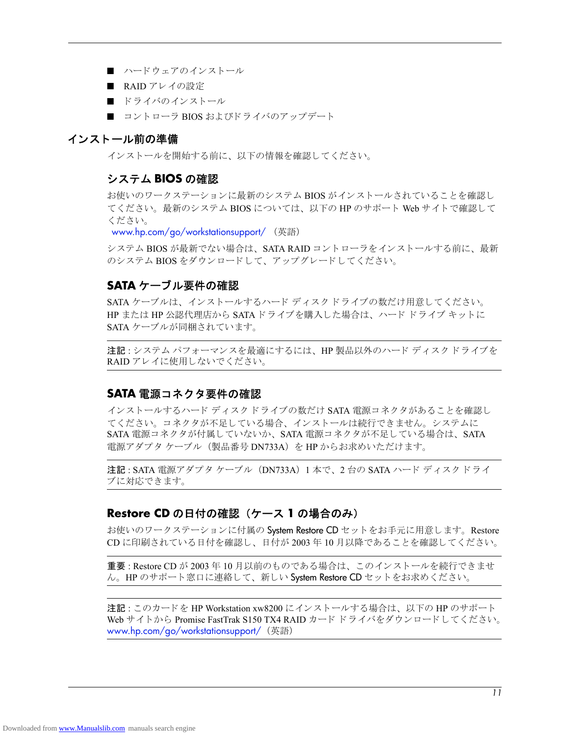- ハードウェアのインストール
- RAID アレイの設定
- ドライバのインストール
- コントローラ BIOS およびドライバのアップデート

## インストール前の準備

インストールを開始する前に、以下の情報を確認してください。

### システム BIOS の確認

お使いのワークステーションに最新のシステム BIOS がインストールされていることを確認してください。最新のシステム BIOS については、以下の HP のサポート Web サイトで確認してください。

www.hp.com/go/workstationsupport/ （英語）

システム BIOS が最新でない場合は、SATA RAID コントローラをインストールする前に、最新のシステム BIOS をダウンロードして、アップグレードしてください。

### SATA ケーブル要件の確認

SATA ケーブルは、インストールするハード ディスク ドライブの数だけ用意してください。HP または HP 公認代理店から SATA ドライブを購入した場合は、ハード ドライブ キットに SATA ケーブルが同梱されています。

**注記** : システム パフォーマンスを最適にするには、HP 製品以外のハード ディスク ドライブを RAID アレイに使用しないでください。

### SATA 電源コネクタ要件の確認

インストールするハード ディスク ドライブの数だけ SATA 電源コネクタがあることを確認してください。コネクタが不足している場合、インストールは続行できません。システムに SATA 電源コネクタが付属していないか、SATA 電源コネクタが不足している場合は、SATA 電源アダプタ ケーブル（製品番号 DN733A）を HP からお求めいただけます。

**注記** : SATA 電源アダプタ ケーブル（DN733A）1 本で、2 台の SATA ハード ディスク ドライブに対応できます。

### Restore CD の日付の確認（ケース 1 の場合のみ）

お使いのワークステーションに付属の System Restore CD セットをお手元に用意します。Restore CD に印刷されている日付を確認し、日付が 2003 年 10 月以降であることを確認してください。

**重要** : Restore CD が 2003 年 10 月以前のものである場合は、このインストールを続行できません。HP のサポート窓口に連絡して、新しい System Restore CD セットをお求めください。

**注記** : このカードを HP Workstation xw8200 にインストールする場合は、以下の HP のサポート Web サイトから Promise FastTrak S150 TX4 RAID カード ドライバをダウンロードしてください。
www.hp.com/go/workstationsupport/（英語）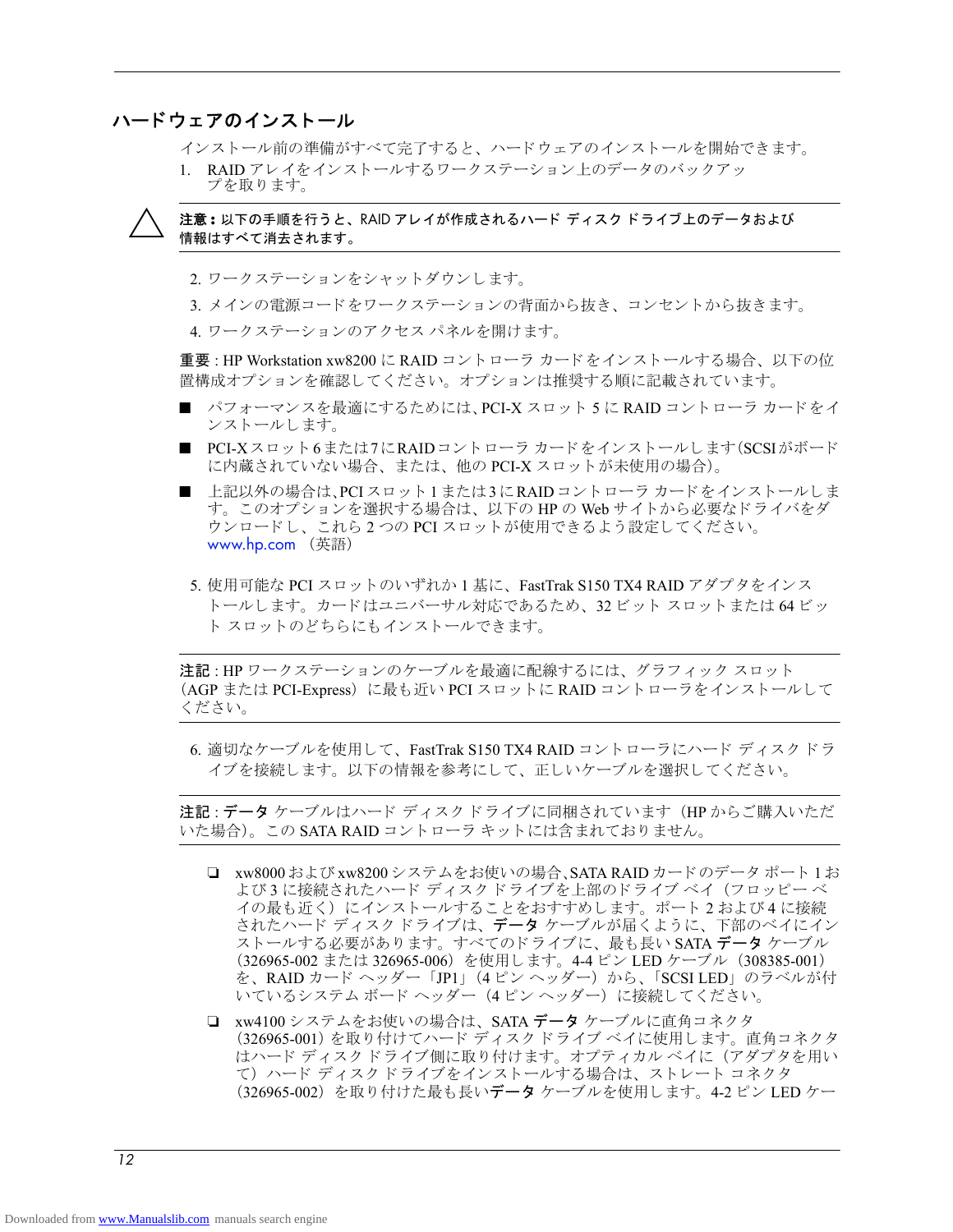## ハードウェアのインストール

インストール前の準備がすべて完了すると、ハードウェアのインストールを開始できます。

1. RAID アレイをインストールするワークステーション上のデータのバックアップを取ります。

> **注意：** 以下の手順を行うと、RAID アレイが作成されるハード ディスク ドライブ上のデータおよび情報はすべて消去されます。

2. ワークステーションをシャットダウンします。
3. メインの電源コードをワークステーションの背面から抜き、コンセントから抜きます。
4. ワークステーションのアクセス パネルを開けます。

**重要** : HP Workstation xw8200 に RAID コントローラ カードをインストールする場合、以下の位置構成オプションを確認してください。オプションは推奨する順に記載されています。

- パフォーマンスを最適にするためには、PCI-X スロット 5 に RAID コントローラ カードをインストールします。
- PCI-X スロット 6 または 7 に RAID コントローラ カードをインストールします（SCSI がボードに内蔵されていない場合、または、他の PCI-X スロットが未使用の場合）。
- 上記以外の場合は、PCI スロット 1 または 3 に RAID コントローラ カードをインストールします。このオプションを選択する場合は、以下の HP の Web サイトから必要なドライバをダウンロードし、これら 2 つの PCI スロットが使用できるよう設定してください。
  www.hp.com （英語）

5. 使用可能な PCI スロットのいずれか 1 基に、FastTrak S150 TX4 RAID アダプタをインストールします。カードはユニバーサル対応であるため、32 ビット スロットまたは 64 ビット スロットのどちらにもインストールできます。

**注記** : HP ワークステーションのケーブルを最適に配線するには、グラフィック スロット（AGP または PCI-Express）に最も近い PCI スロットに RAID コントローラをインストールしてください。

6. 適切なケーブルを使用して、FastTrak S150 TX4 RAID コントローラにハード ディスク ドライブを接続します。以下の情報を参考にして、正しいケーブルを選択してください。

**注記** : **データ** ケーブルはハード ディスク ドライブに同梱されています（HP からご購入いただいた場合）。この SATA RAID コントローラ キットには含まれておりません。

- ❏ xw8000 および xw8200 システムをお使いの場合、SATA RAID カードのデータ ポート 1 および 3 に接続されたハード ディスク ドライブを上部のドライブ ベイ（フロッピー ベイの最も近く）にインストールすることをおすすめします。ポート 2 および 4 に接続されたハード ディスク ドライブは、**データ** ケーブルが届くように、下部のベイにインストールする必要があります。すべてのドライブに、最も長い SATA **データ** ケーブル（326965-002 または 326965-006）を使用します。4-4 ピン LED ケーブル（308385-001）を、RAID カード ヘッダー「JP1」（4 ピン ヘッダー）から、「SCSI LED」のラベルが付いているシステム ボード ヘッダー（4 ピン ヘッダー）に接続してください。
- ❏ xw4100 システムをお使いの場合は、SATA **データ** ケーブルに直角コネクタ（326965-001）を取り付けてハード ディスク ドライブ ベイに使用します。直角コネクタはハード ディスク ドライブ側に取り付けます。オプティカル ベイに（アダプタを用いて）ハード ディスク ドライブをインストールする場合は、ストレート コネクタ（326965-002）を取り付けた最も長い**データ** ケーブルを使用します。4-2 ピン LED ケー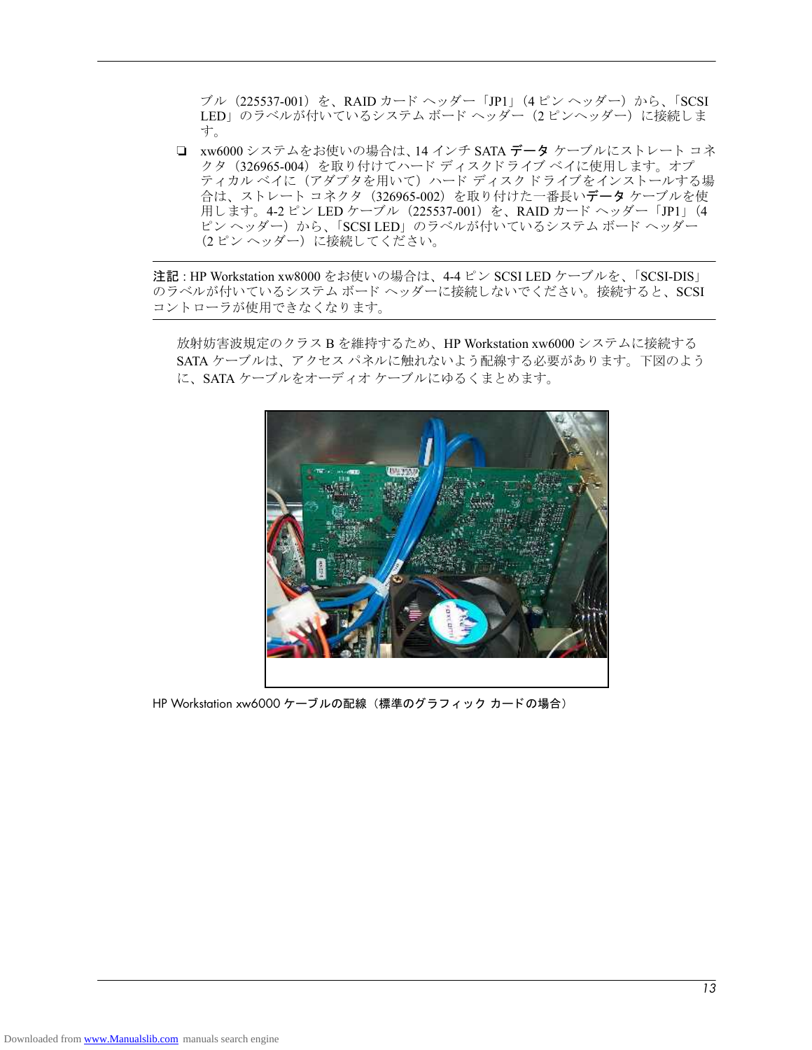ブル（225537-001）を、RAID カード ヘッダー「JP1」（4 ピン ヘッダー）から、「SCSI LED」のラベルが付いているシステム ボード ヘッダー（2 ピンヘッダー）に接続します。

- xw6000 システムをお使いの場合は、14 インチ SATA **データ** ケーブルにストレート コネクタ（326965-004）を取り付けてハード ディスクドライブ ベイに使用します。オプティカル ベイに（アダプタを用いて）ハード ディスク ドライブをインストールする場合は、ストレート コネクタ（326965-002）を取り付けた一番長い**データ** ケーブルを使用します。4-2 ピン LED ケーブル（225537-001）を、RAID カード ヘッダー「JP1」（4 ピン ヘッダー）から、「SCSI LED」のラベルが付いているシステム ボード ヘッダー（2 ピン ヘッダー）に接続してください。

---

**注記** : HP Workstation xw8000 をお使いの場合は、4-4 ピン SCSI LED ケーブルを、「SCSI-DIS」のラベルが付いているシステム ボード ヘッダーに接続しないでください。接続すると、SCSI コントローラが使用できなくなります。

---

放射妨害波規定のクラス B を維持するため、HP Workstation xw6000 システムに接続する SATA ケーブルは、アクセス パネルに触れないよう配線する必要があります。下図のように、SATA ケーブルをオーディオ ケーブルにゆるくまとめます。

HP Workstation xw6000 ケーブルの配線（標準のグラフィック カードの場合）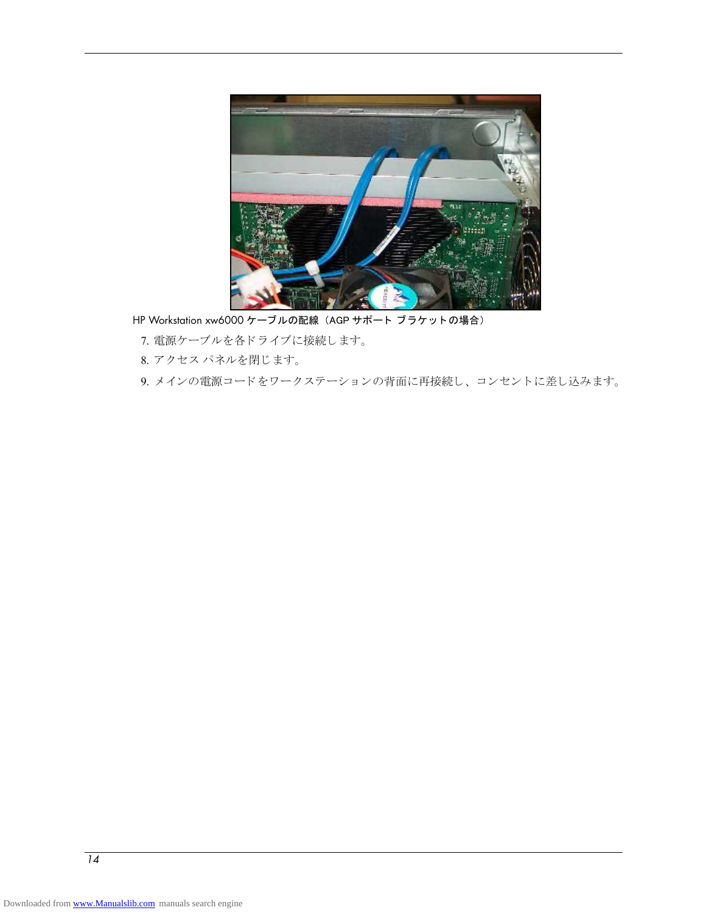HP Workstation xw6000 ケーブルの配線（AGP サポート ブラケットの場合）

7. 電源ケーブルを各ドライブに接続します。
8. アクセス パネルを閉じます。
9. メインの電源コードをワークステーションの背面に再接続し、コンセントに差し込みます。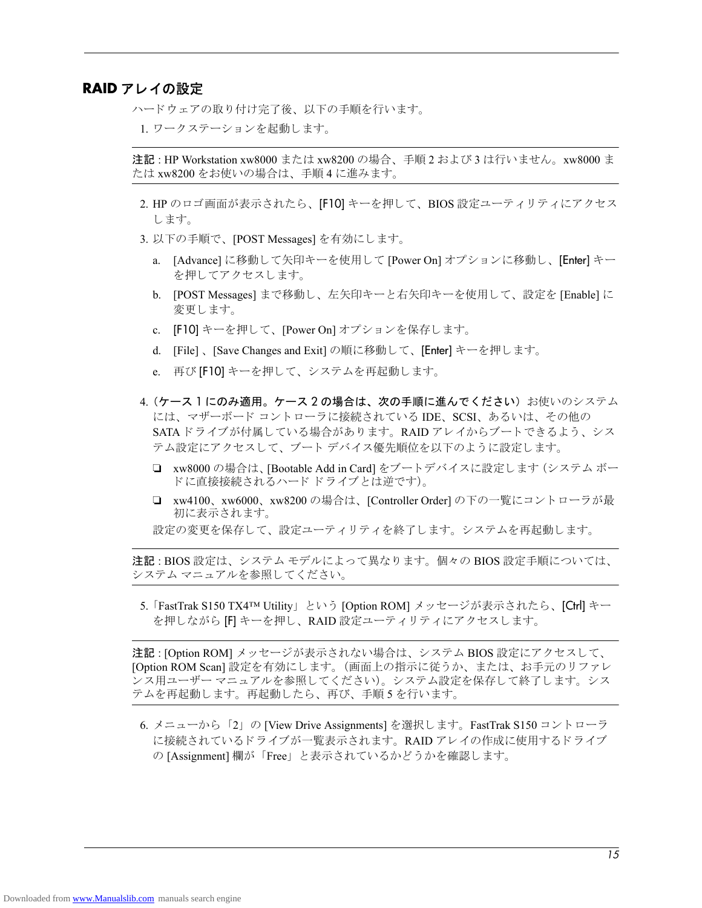## RAID アレイの設定

ハードウェアの取り付け完了後、以下の手順を行います。

1. ワークステーションを起動します。

**注記** : HP Workstation xw8000 または xw8200 の場合、手順 2 および 3 は行いません。xw8000 または xw8200 をお使いの場合は、手順 4 に進みます。

2. HP のロゴ画面が表示されたら、[F10] キーを押して、BIOS 設定ユーティリティにアクセスします。
3. 以下の手順で、[POST Messages] を有効にします。
   a. [Advance] に移動して矢印キーを使用して [Power On] オプションに移動し、[Enter] キーを押してアクセスします。
   b. [POST Messages] まで移動し、左矢印キーと右矢印キーを使用して、設定を [Enable] に変更します。
   c. [F10] キーを押して、[Power On] オプションを保存します。
   d. [File] 、[Save Changes and Exit] の順に移動して、[Enter] キーを押します。
   e. 再び [F10] キーを押して、システムを再起動します。
4. **(ケース 1 にのみ適用。ケース 2 の場合は、次の手順に進んでください)** お使いのシステムには、マザーボード コントローラに接続されている IDE、SCSI、あるいは、その他の SATA ドライブが付属している場合があります。RAID アレイからブートできるよう、システム設定にアクセスして、ブート デバイス優先順位を以下のように設定します。
   - ❏ xw8000 の場合は、[Bootable Add in Card] をブートデバイスに設定します (システム ボードに直接接続されるハード ドライブとは逆です)。
   - ❏ xw4100、xw6000、xw8200 の場合は、[Controller Order] の下の一覧にコントローラが最初に表示されます。

   設定の変更を保存して、設定ユーティリティを終了します。システムを再起動します。

**注記** : BIOS 設定は、システム モデルによって異なります。個々の BIOS 設定手順については、システム マニュアルを参照してください。

5. 「FastTrak S150 TX4™ Utility」という [Option ROM] メッセージが表示されたら、[Ctrl] キーを押しながら [F] キーを押し、RAID 設定ユーティリティにアクセスします。

**注記** : [Option ROM] メッセージが表示されない場合は、システム BIOS 設定にアクセスして、[Option ROM Scan] 設定を有効にします。(画面上の指示に従うか、または、お手元のリファレンス用ユーザー マニュアルを参照してください)。システム設定を保存して終了します。システムを再起動します。再起動したら、再び、手順 5 を行います。

6. メニューから「2」の [View Drive Assignments] を選択します。FastTrak S150 コントローラに接続されているドライブが一覧表示されます。RAID アレイの作成に使用するドライブの [Assignment] 欄が「Free」と表示されているかどうかを確認します。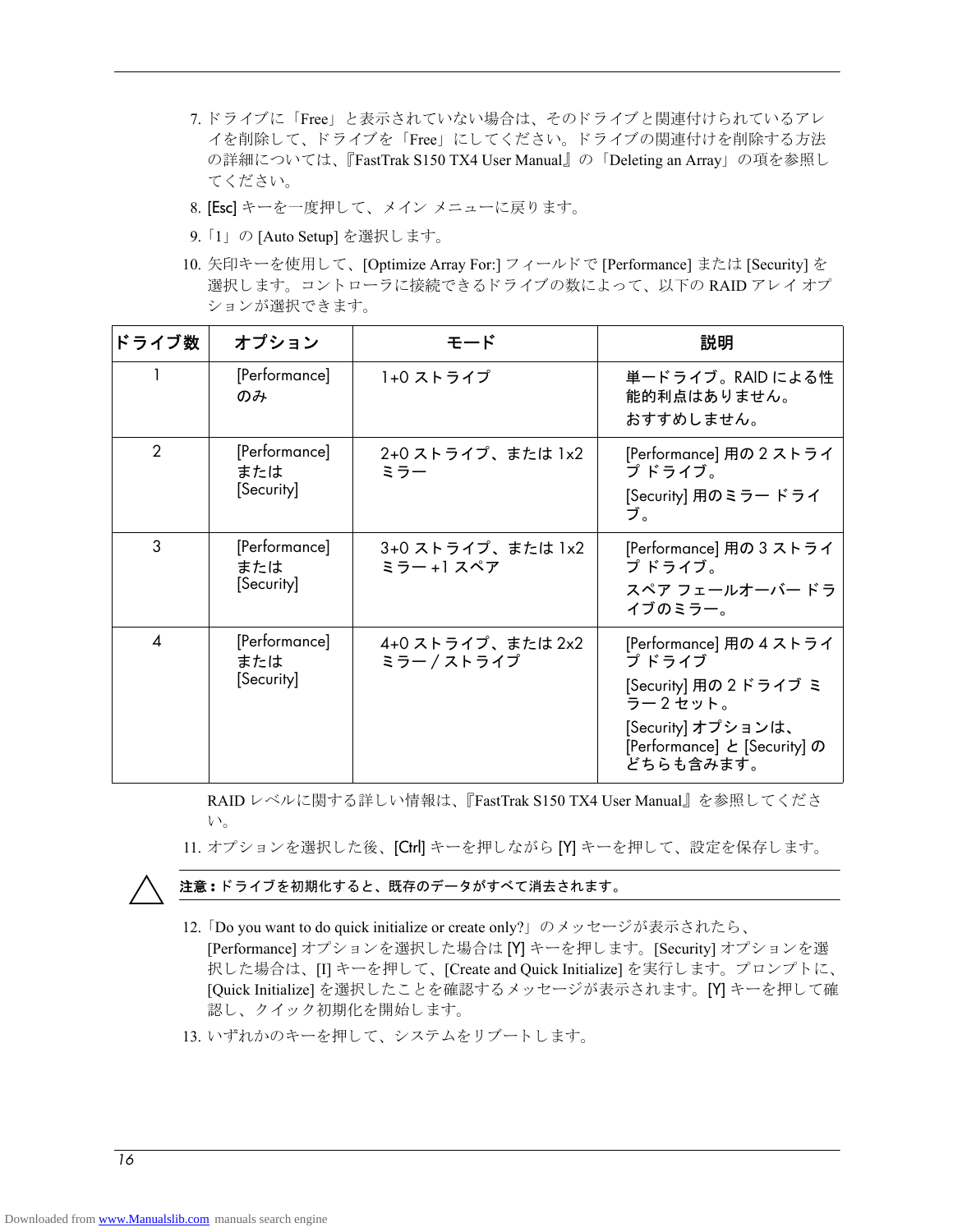7. ドライブに「Free」と表示されていない場合は、そのドライブと関連付けられているアレイを削除して、ドライブを「Free」にしてください。ドライブの関連付けを削除する方法の詳細については、『FastTrak S150 TX4 User Manual』の「Deleting an Array」の項を参照してください。
8. [Esc] キーを一度押して、メイン メニューに戻ります。
9. 「1」の [Auto Setup] を選択します。
10. 矢印キーを使用して、[Optimize Array For:] フィールドで [Performance] または [Security] を選択します。コントローラに接続できるドライブの数によって、以下の RAID アレイ オプションが選択できます。

| ドライブ数 | オプション | モード | 説明 |
| --- | --- | --- | --- |
| 1 | [Performance] のみ | 1+0 ストライプ | 単一ドライブ。RAID による性能的利点はありません。<br>おすすめしません。 |
| 2 | [Performance] または [Security] | 2+0 ストライプ、または 1x2 ミラー | [Performance] 用の 2 ストライプ ドライブ。<br>[Security] 用のミラー ドライブ。 |
| 3 | [Performance] または [Security] | 3+0 ストライプ、または 1x2 ミラー +1 スペア | [Performance] 用の 3 ストライプ ドライブ。<br>スペア フェールオーバー ドライブのミラー。 |
| 4 | [Performance] または [Security] | 4+0 ストライプ、または 2x2 ミラー / ストライプ | [Performance] 用の 4 ストライプ ドライブ<br>[Security] 用の 2 ドライブ ミラー 2 セット。<br>[Security] オプションは、[Performance] と [Security] のどちらも含みます。 |

RAID レベルに関する詳しい情報は、『FastTrak S150 TX4 User Manual』を参照してください。

11. オプションを選択した後、[Ctrl] キーを押しながら [Y] キーを押して、設定を保存します。

**注意 :** ドライブを初期化すると、既存のデータがすべて消去されます。

12. 「Do you want to do quick initialize or create only?」のメッセージが表示されたら、[Performance] オプションを選択した場合は [Y] キーを押します。[Security] オプションを選択した場合は、[I] キーを押して、[Create and Quick Initialize] を実行します。プロンプトに、[Quick Initialize] を選択したことを確認するメッセージが表示されます。[Y] キーを押して確認し、クイック初期化を開始します。
13. いずれかのキーを押して、システムをリブートします。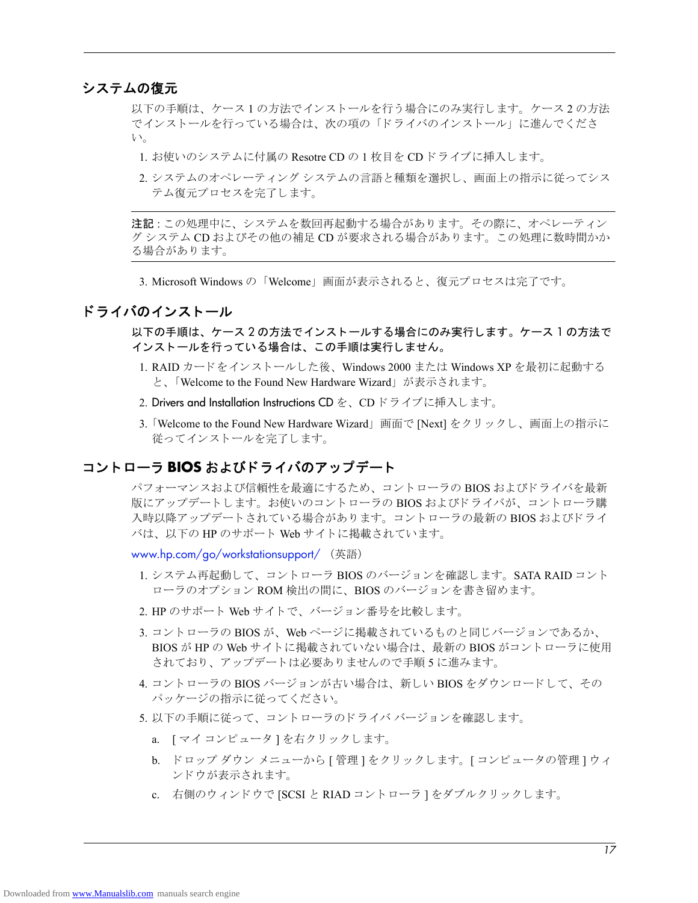## システムの復元

以下の手順は、ケース 1 の方法でインストールを行う場合にのみ実行します。ケース 2 の方法でインストールを行っている場合は、次の項の「ドライバのインストール」に進んでください。

1. お使いのシステムに付属の Resotre CD の 1 枚目を CD ドライブに挿入します。
2. システムのオペレーティング システムの言語と種類を選択し、画面上の指示に従ってシステム復元プロセスを完了します。

**注記** : この処理中に、システムを数回再起動する場合があります。その際に、オペレーティング システム CD およびその他の補足 CD が要求される場合があります。この処理に数時間かかる場合があります。

3. Microsoft Windows の「Welcome」画面が表示されると、復元プロセスは完了です。

## ドライバのインストール

**以下の手順は、ケース 2 の方法でインストールする場合にのみ実行します。ケース 1 の方法でインストールを行っている場合は、この手順は実行しません。**

1. RAID カードをインストールした後、Windows 2000 または Windows XP を最初に起動すると、「Welcome to the Found New Hardware Wizard」が表示されます。
2. Drivers and Installation Instructions CD を、CD ドライブに挿入します。
3. 「Welcome to the Found New Hardware Wizard」画面で [Next] をクリックし、画面上の指示に従ってインストールを完了します。

## コントローラ BIOS およびドライバのアップデート

パフォーマンスおよび信頼性を最適にするため、コントローラの BIOS およびドライバを最新版にアップデートします。お使いのコントローラの BIOS およびドライバが、コントローラ購入時以降アップデートされている場合があります。コントローラの最新の BIOS およびドライバは、以下の HP のサポート Web サイトに掲載されています。

www.hp.com/go/workstationsupport/ （英語）

1. システム再起動して、コントローラ BIOS のバージョンを確認します。SATA RAID コントローラのオプション ROM 検出の間に、BIOS のバージョンを書き留めます。
2. HP のサポート Web サイトで、バージョン番号を比較します。
3. コントローラの BIOS が、Web ページに掲載されているものと同じバージョンであるか、BIOS が HP の Web サイトに掲載されていない場合は、最新の BIOS がコントローラに使用されており、アップデートは必要ありませんので手順 5 に進みます。
4. コントローラの BIOS バージョンが古い場合は、新しい BIOS をダウンロードして、そのパッケージの指示に従ってください。
5. 以下の手順に従って、コントローラのドライバ バージョンを確認します。
   a. [ マイ コンピュータ ] を右クリックします。
   b. ドロップ ダウン メニューから [ 管理 ] をクリックします。[ コンピュータの管理 ] ウィンドウが表示されます。
   c. 右側のウィンドウで [SCSI と RIAD コントローラ ] をダブルクリックします。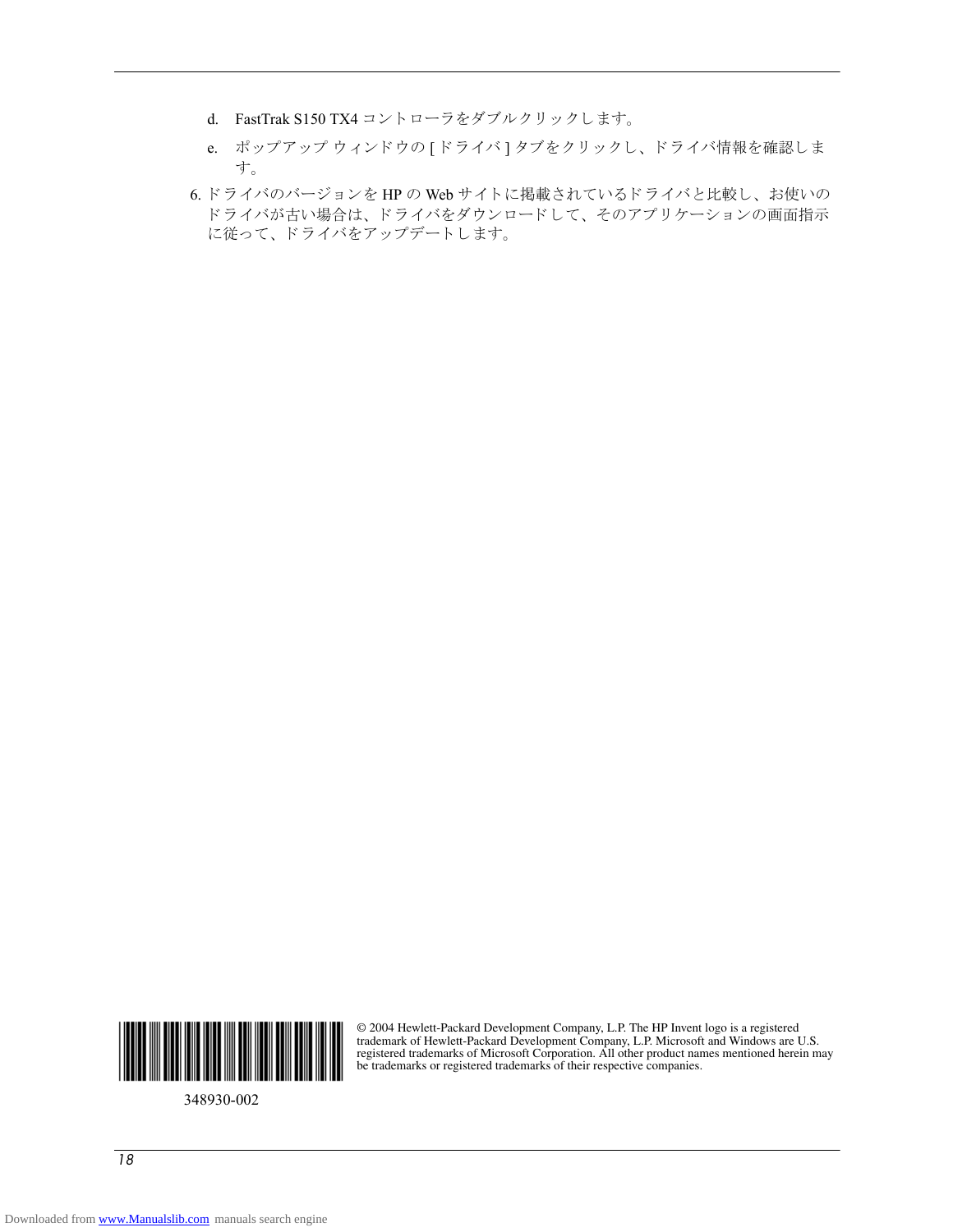d. FastTrak S150 TX4 コントローラをダブルクリックします。

e. ポップアップ ウィンドウの [ ドライバ ] タブをクリックし、ドライバ情報を確認します。

6. ドライバのバージョンを HP の Web サイトに掲載されているドライバと比較し、お使いのドライバが古い場合は、ドライバをダウンロードして、そのアプリケーションの画面指示に従って、ドライバをアップデートします。

348930-002

© 2004 Hewlett-Packard Development Company, L.P. The HP Invent logo is a registered trademark of Hewlett-Packard Development Company, L.P. Microsoft and Windows are U.S. registered trademarks of Microsoft Corporation. All other product names mentioned herein may be trademarks or registered trademarks of their respective companies.